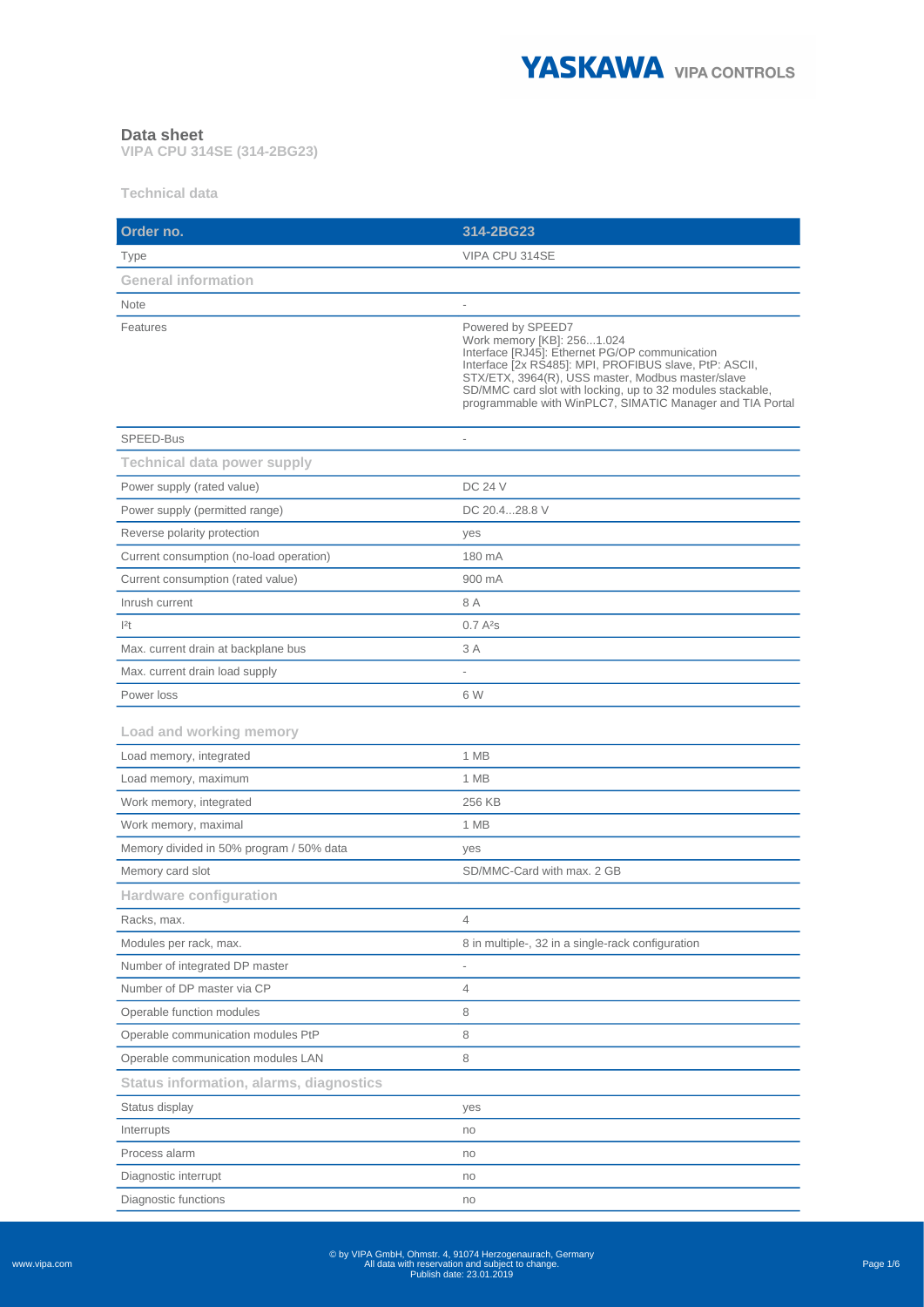# Data sheet

**VIPA CPU 314SE (314-2BG23)**

## Technical data

| Order no. | 314-2BG23 |
|---|---|
| Type | VIPA CPU 314SE |
| **General information** | |
| Note | - |
| Features | Powered by SPEED7<br>Work memory [KB]: 256...1.024<br>Interface [RJ45]: Ethernet PG/OP communication<br>Interface [2x RS485]: MPI, PROFIBUS slave, PtP: ASCII, STX/ETX, 3964(R), USS master, Modbus master/slave<br>SD/MMC card slot with locking, up to 32 modules stackable, programmable with WinPLC7, SIMATIC Manager and TIA Portal |
| SPEED-Bus | - |
| **Technical data power supply** | |
| Power supply (rated value) | DC 24 V |
| Power supply (permitted range) | DC 20.4...28.8 V |
| Reverse polarity protection | yes |
| Current consumption (no-load operation) | 180 mA |
| Current consumption (rated value) | 900 mA |
| Inrush current | 8 A |
| $I^2t$ | 0.7 $A^2s$ |
| Max. current drain at backplane bus | 3 A |
| Max. current drain load supply | - |
| Power loss | 6 W |
| **Load and working memory** | |
| Load memory, integrated | 1 MB |
| Load memory, maximum | 1 MB |
| Work memory, integrated | 256 KB |
| Work memory, maximal | 1 MB |
| Memory divided in 50% program / 50% data | yes |
| Memory card slot | SD/MMC-Card with max. 2 GB |
| **Hardware configuration** | |
| Racks, max. | 4 |
| Modules per rack, max. | 8 in multiple-, 32 in a single-rack configuration |
| Number of integrated DP master | - |
| Number of DP master via CP | 4 |
| Operable function modules | 8 |
| Operable communication modules PtP | 8 |
| Operable communication modules LAN | 8 |
| **Status information, alarms, diagnostics** | |
| Status display | yes |
| Interrupts | no |
| Process alarm | no |
| Diagnostic interrupt | no |
| Diagnostic functions | no |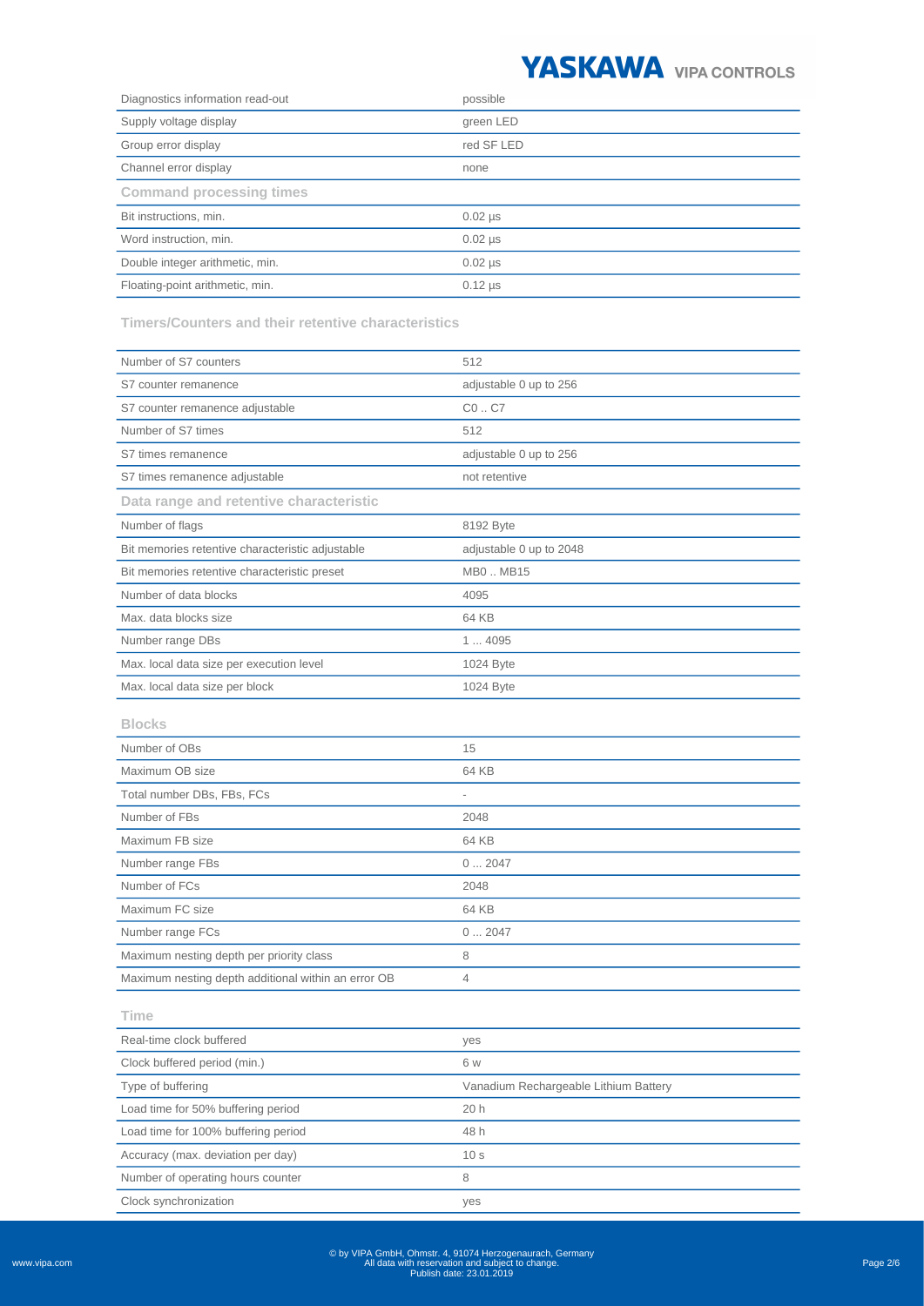| | |
|---|---|
| Diagnostics information read-out | possible |
| Supply voltage display | green LED |
| Group error display | red SF LED |
| Channel error display | none |

### Command processing times

| | |
|---|---|
| Bit instructions, min. | 0.02 µs |
| Word instruction, min. | 0.02 µs |
| Double integer arithmetic, min. | 0.02 µs |
| Floating-point arithmetic, min. | 0.12 µs |

### Timers/Counters and their retentive characteristics

| | |
|---|---|
| Number of S7 counters | 512 |
| S7 counter remanence | adjustable 0 up to 256 |
| S7 counter remanence adjustable | C0 .. C7 |
| Number of S7 times | 512 |
| S7 times remanence | adjustable 0 up to 256 |
| S7 times remanence adjustable | not retentive |

### Data range and retentive characteristic

| | |
|---|---|
| Number of flags | 8192 Byte |
| Bit memories retentive characteristic adjustable | adjustable 0 up to 2048 |
| Bit memories retentive characteristic preset | MB0 .. MB15 |
| Number of data blocks | 4095 |
| Max. data blocks size | 64 KB |
| Number range DBs | 1 ... 4095 |
| Max. local data size per execution level | 1024 Byte |
| Max. local data size per block | 1024 Byte |

### Blocks

| | |
|---|---|
| Number of OBs | 15 |
| Maximum OB size | 64 KB |
| Total number DBs, FBs, FCs | - |
| Number of FBs | 2048 |
| Maximum FB size | 64 KB |
| Number range FBs | 0 ... 2047 |
| Number of FCs | 2048 |
| Maximum FC size | 64 KB |
| Number range FCs | 0 ... 2047 |
| Maximum nesting depth per priority class | 8 |
| Maximum nesting depth additional within an error OB | 4 |

### Time

| | |
|---|---|
| Real-time clock buffered | yes |
| Clock buffered period (min.) | 6 w |
| Type of buffering | Vanadium Rechargeable Lithium Battery |
| Load time for 50% buffering period | 20 h |
| Load time for 100% buffering period | 48 h |
| Accuracy (max. deviation per day) | 10 s |
| Number of operating hours counter | 8 |
| Clock synchronization | yes |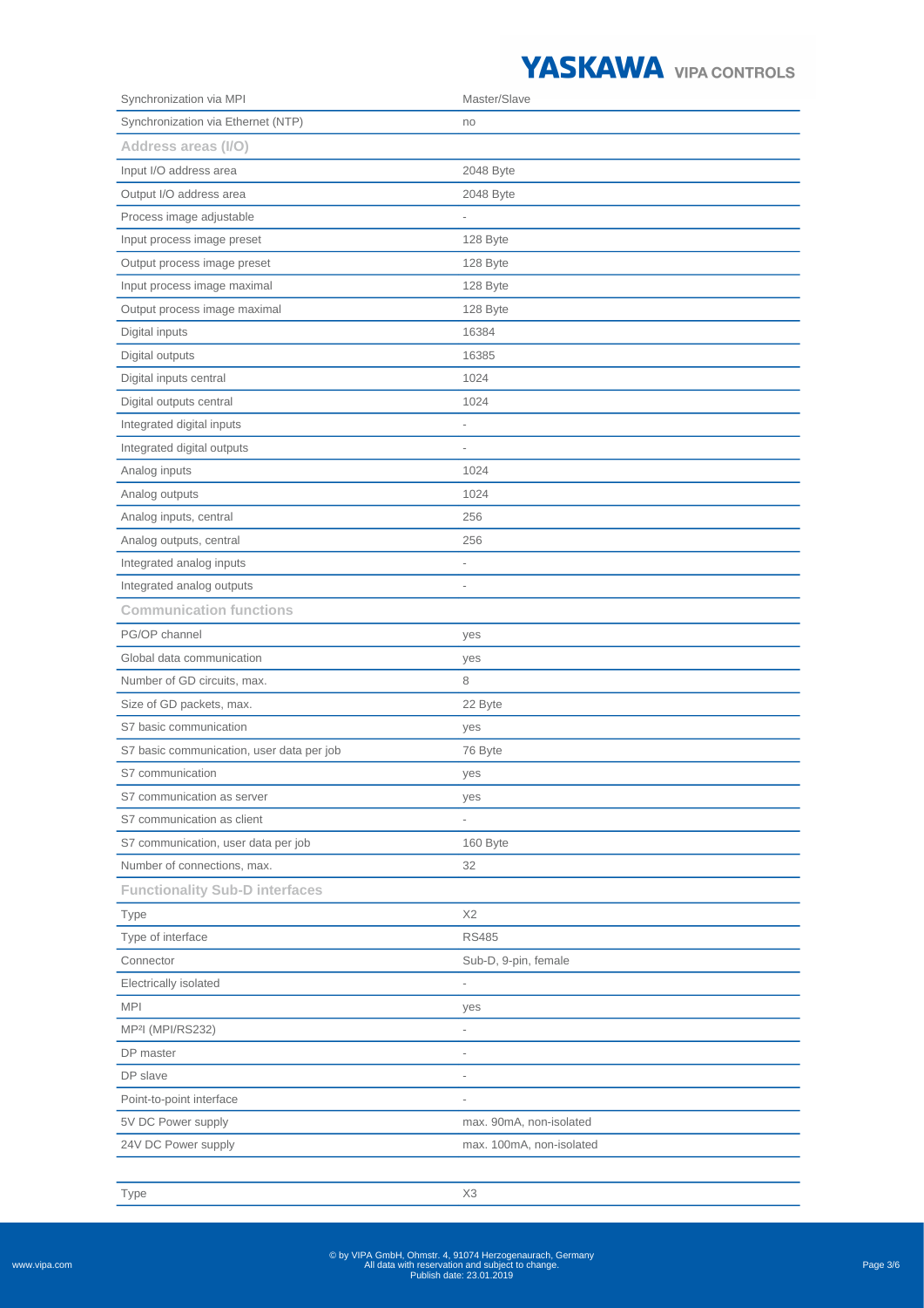| | |
|---|---|
| Synchronization via MPI | Master/Slave |
| Synchronization via Ethernet (NTP) | no |
| **Address areas (I/O)** | |
| Input I/O address area | 2048 Byte |
| Output I/O address area | 2048 Byte |
| Process image adjustable | - |
| Input process image preset | 128 Byte |
| Output process image preset | 128 Byte |
| Input process image maximal | 128 Byte |
| Output process image maximal | 128 Byte |
| Digital inputs | 16384 |
| Digital outputs | 16385 |
| Digital inputs central | 1024 |
| Digital outputs central | 1024 |
| Integrated digital inputs | - |
| Integrated digital outputs | - |
| Analog inputs | 1024 |
| Analog outputs | 1024 |
| Analog inputs, central | 256 |
| Analog outputs, central | 256 |
| Integrated analog inputs | - |
| Integrated analog outputs | - |
| **Communication functions** | |
| PG/OP channel | yes |
| Global data communication | yes |
| Number of GD circuits, max. | 8 |
| Size of GD packets, max. | 22 Byte |
| S7 basic communication | yes |
| S7 basic communication, user data per job | 76 Byte |
| S7 communication | yes |
| S7 communication as server | yes |
| S7 communication as client | - |
| S7 communication, user data per job | 160 Byte |
| Number of connections, max. | 32 |
| **Functionality Sub-D interfaces** | |
| Type | X2 |
| Type of interface | RS485 |
| Connector | Sub-D, 9-pin, female |
| Electrically isolated | - |
| MPI | yes |
| MP²I (MPI/RS232) | - |
| DP master | - |
| DP slave | - |
| Point-to-point interface | - |
| 5V DC Power supply | max. 90mA, non-isolated |
| 24V DC Power supply | max. 100mA, non-isolated |
| | |
| Type | X3 |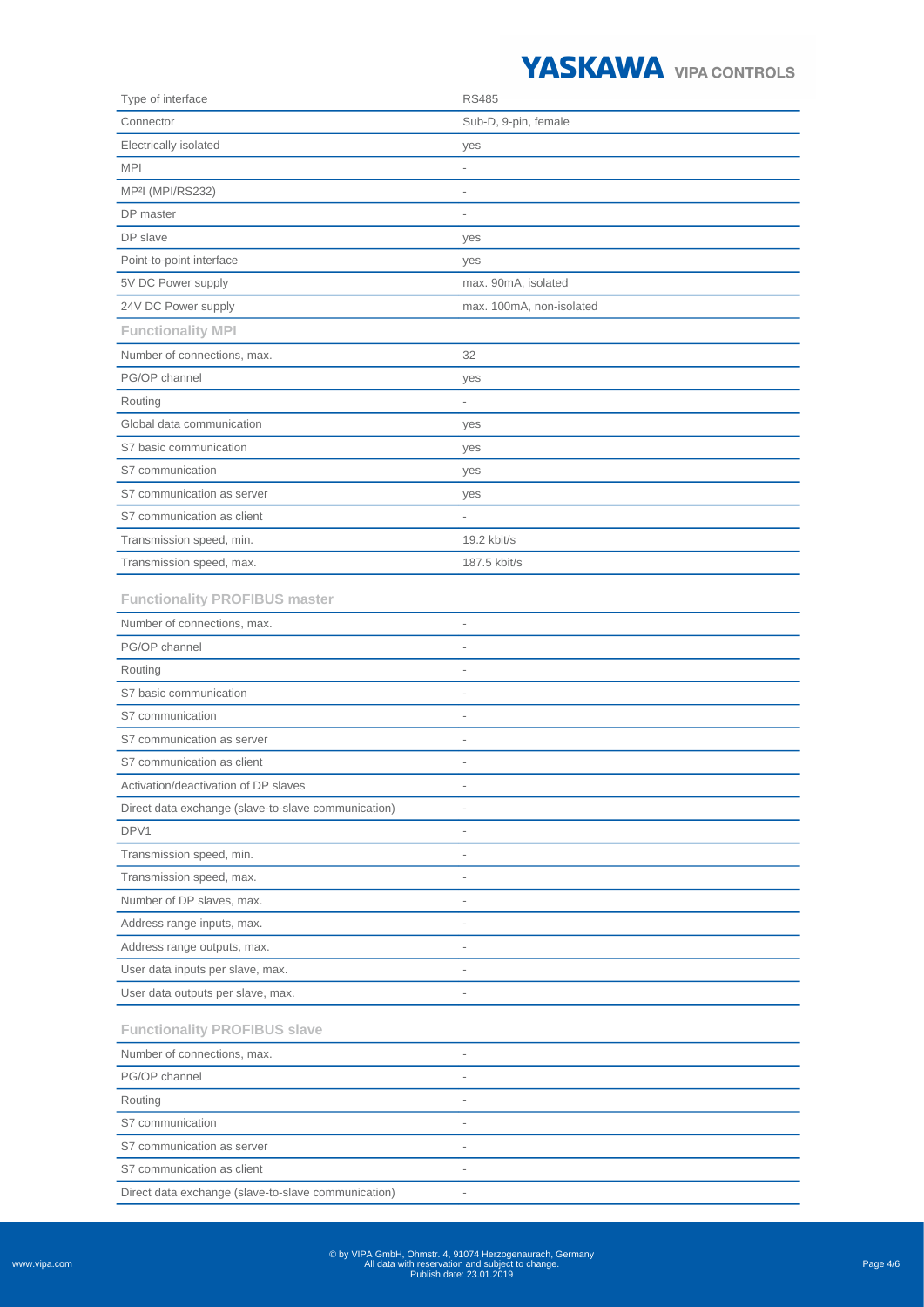| | |
|---|---|
| Type of interface | RS485 |
| Connector | Sub-D, 9-pin, female |
| Electrically isolated | yes |
| MPI | - |
| MP²I (MPI/RS232) | - |
| DP master | - |
| DP slave | yes |
| Point-to-point interface | yes |
| 5V DC Power supply | max. 90mA, isolated |
| 24V DC Power supply | max. 100mA, non-isolated |

### Functionality MPI

| | |
|---|---|
| Number of connections, max. | 32 |
| PG/OP channel | yes |
| Routing | - |
| Global data communication | yes |
| S7 basic communication | yes |
| S7 communication | yes |
| S7 communication as server | yes |
| S7 communication as client | - |
| Transmission speed, min. | 19.2 kbit/s |
| Transmission speed, max. | 187.5 kbit/s |

### Functionality PROFIBUS master

| | |
|---|---|
| Number of connections, max. | - |
| PG/OP channel | - |
| Routing | - |
| S7 basic communication | - |
| S7 communication | - |
| S7 communication as server | - |
| S7 communication as client | - |
| Activation/deactivation of DP slaves | - |
| Direct data exchange (slave-to-slave communication) | - |
| DPV1 | - |
| Transmission speed, min. | - |
| Transmission speed, max. | - |
| Number of DP slaves, max. | - |
| Address range inputs, max. | - |
| Address range outputs, max. | - |
| User data inputs per slave, max. | - |
| User data outputs per slave, max. | - |

### Functionality PROFIBUS slave

| | |
|---|---|
| Number of connections, max. | - |
| PG/OP channel | - |
| Routing | - |
| S7 communication | - |
| S7 communication as server | - |
| S7 communication as client | - |
| Direct data exchange (slave-to-slave communication) | - |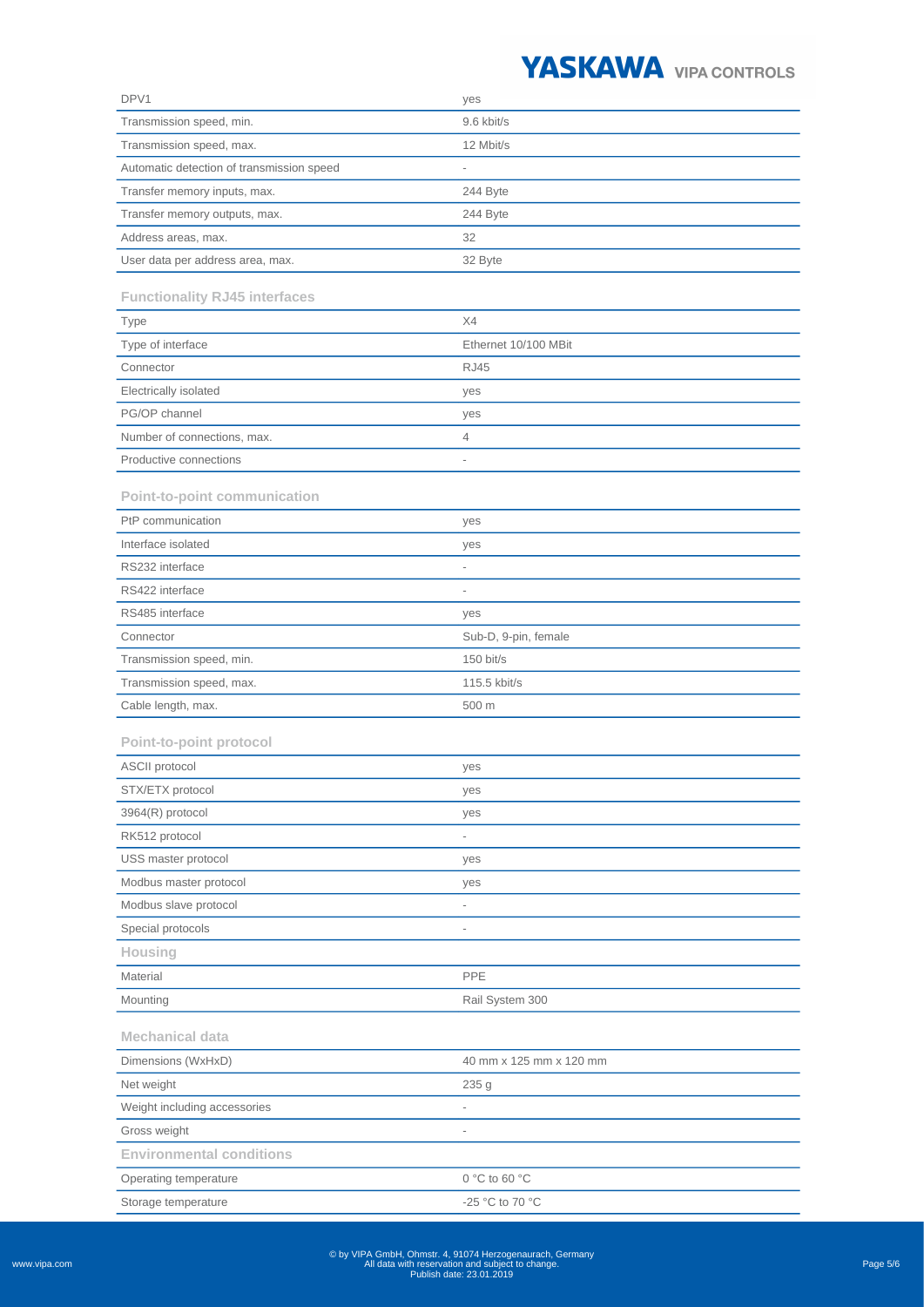| | |
|---|---|
| DPV1 | yes |
| Transmission speed, min. | 9.6 kbit/s |
| Transmission speed, max. | 12 Mbit/s |
| Automatic detection of transmission speed | - |
| Transfer memory inputs, max. | 244 Byte |
| Transfer memory outputs, max. | 244 Byte |
| Address areas, max. | 32 |
| User data per address area, max. | 32 Byte |

### Functionality RJ45 interfaces

| | |
|---|---|
| Type | X4 |
| Type of interface | Ethernet 10/100 MBit |
| Connector | RJ45 |
| Electrically isolated | yes |
| PG/OP channel | yes |
| Number of connections, max. | 4 |
| Productive connections | - |

### Point-to-point communication

| | |
|---|---|
| PtP communication | yes |
| Interface isolated | yes |
| RS232 interface | - |
| RS422 interface | - |
| RS485 interface | yes |
| Connector | Sub-D, 9-pin, female |
| Transmission speed, min. | 150 bit/s |
| Transmission speed, max. | 115.5 kbit/s |
| Cable length, max. | 500 m |

### Point-to-point protocol

| | |
|---|---|
| ASCII protocol | yes |
| STX/ETX protocol | yes |
| 3964(R) protocol | yes |
| RK512 protocol | - |
| USS master protocol | yes |
| Modbus master protocol | yes |
| Modbus slave protocol | - |
| Special protocols | - |

### Housing

| | |
|---|---|
| Material | PPE |
| Mounting | Rail System 300 |

### Mechanical data

| | |
|---|---|
| Dimensions (WxHxD) | 40 mm x 125 mm x 120 mm |
| Net weight | 235 g |
| Weight including accessories | - |
| Gross weight | - |

### Environmental conditions

| | |
|---|---|
| Operating temperature | 0 °C to 60 °C |
| Storage temperature | -25 °C to 70 °C |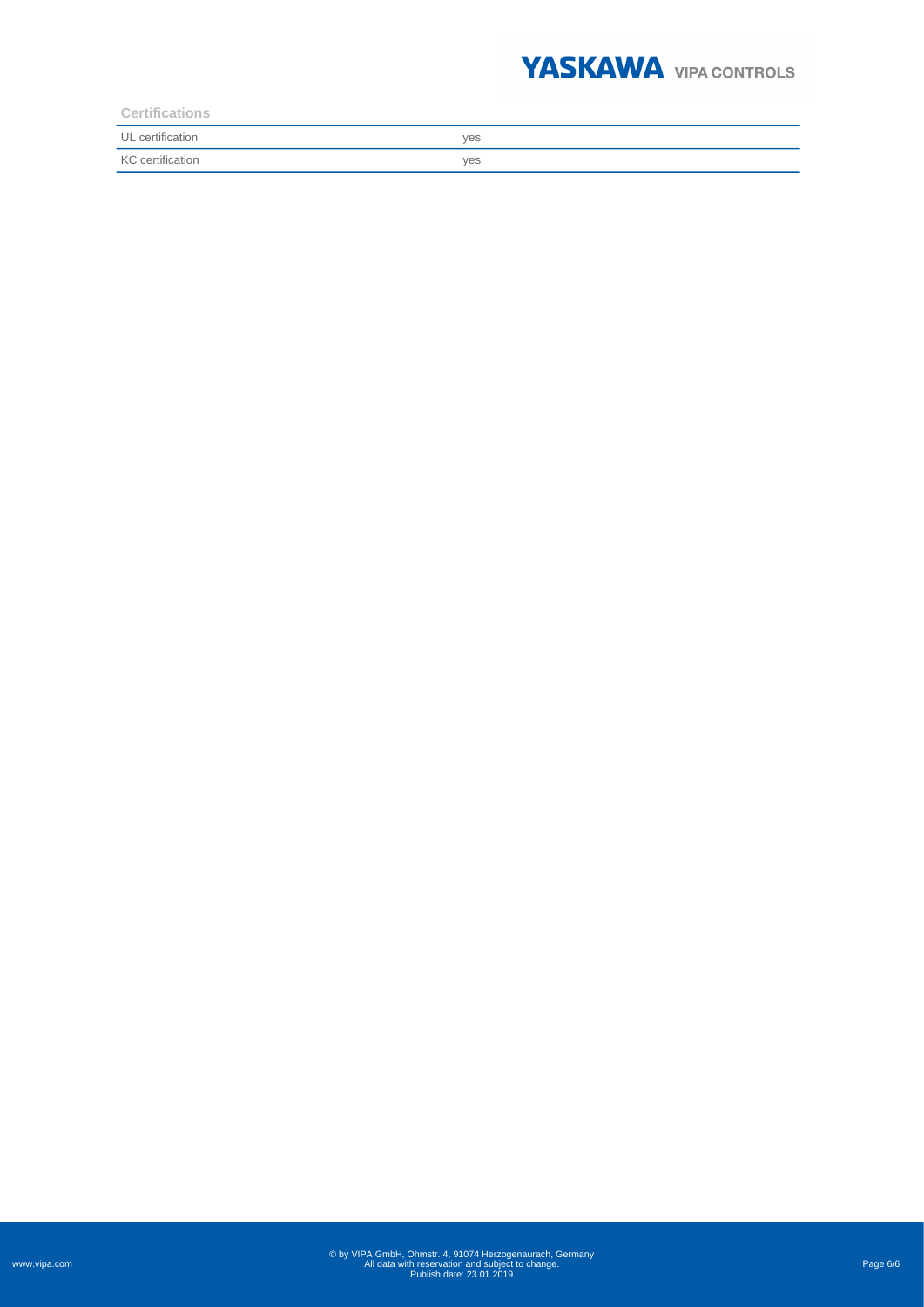### Certifications

| | |
|---|---|
| UL certification | yes |
| KC certification | yes |